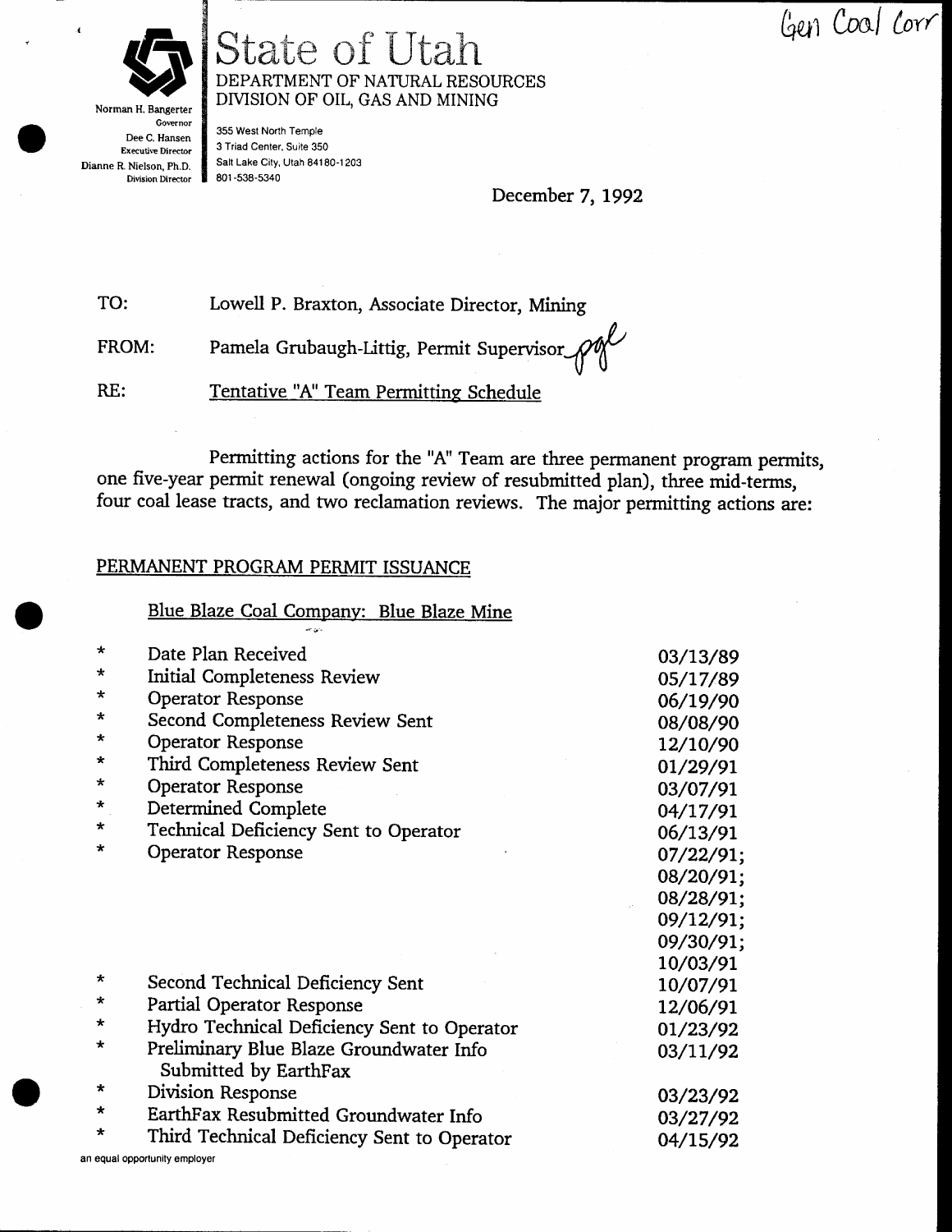Gen Coal Corr

# State of Utah

DEPARTMENT OF NATURAL RESOURCES
DIVISION OF OIL, GAS AND MINING

Norman H. Bangerter, Governor
Dee C. Hansen, Executive Director
Dianne R. Nielson, Ph.D., Division Director

355 West North Temple
3 Triad Center, Suite 350
Salt Lake City, Utah 84180-1203
801-538-5340

December 7, 1992

TO: Lowell P. Braxton, Associate Director, Mining

FROM: Pamela Grubaugh-Littig, Permit Supervisor *pgl*

RE: Tentative "A" Team Permitting Schedule

Permitting actions for the "A" Team are three permanent program permits, one five-year permit renewal (ongoing review of resubmitted plan), three mid-terms, four coal lease tracts, and two reclamation reviews. The major permitting actions are:

## PERMANENT PROGRAM PERMIT ISSUANCE

### Blue Blaze Coal Company: Blue Blaze Mine

| | |
|---|---|
| * Date Plan Received | 03/13/89 |
| * Initial Completeness Review | 05/17/89 |
| * Operator Response | 06/19/90 |
| * Second Completeness Review Sent | 08/08/90 |
| * Operator Response | 12/10/90 |
| * Third Completeness Review Sent | 01/29/91 |
| * Operator Response | 03/07/91 |
| * Determined Complete | 04/17/91 |
| * Technical Deficiency Sent to Operator | 06/13/91 |
| * Operator Response | 07/22/91; 08/20/91; 08/28/91; 09/12/91; 09/30/91; 10/03/91 |
| * Second Technical Deficiency Sent | 10/07/91 |
| * Partial Operator Response | 12/06/91 |
| * Hydro Technical Deficiency Sent to Operator | 01/23/92 |
| * Preliminary Blue Blaze Groundwater Info Submitted by EarthFax | 03/11/92 |
| * Division Response | 03/23/92 |
| * EarthFax Resubmitted Groundwater Info | 03/27/92 |
| * Third Technical Deficiency Sent to Operator | 04/15/92 |

an equal opportunity employer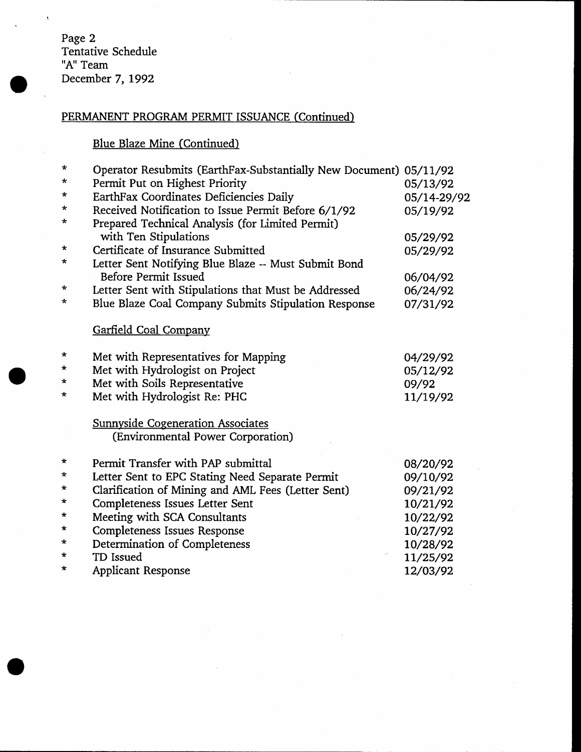Page 2
Tentative Schedule
"A" Team
December 7, 1992

## PERMANENT PROGRAM PERMIT ISSUANCE (Continued)

### Blue Blaze Mine (Continued)

| | | |
|---|---|---|
| * | Operator Resubmits (EarthFax-Substantially New Document) | 05/11/92 |
| * | Permit Put on Highest Priority | 05/13/92 |
| * | EarthFax Coordinates Deficiencies Daily | 05/14-29/92 |
| * | Received Notification to Issue Permit Before 6/1/92 | 05/19/92 |
| * | Prepared Technical Analysis (for Limited Permit) with Ten Stipulations | 05/29/92 |
| * | Certificate of Insurance Submitted | 05/29/92 |
| * | Letter Sent Notifying Blue Blaze -- Must Submit Bond Before Permit Issued | 06/04/92 |
| * | Letter Sent with Stipulations that Must be Addressed | 06/24/92 |
| * | Blue Blaze Coal Company Submits Stipulation Response | 07/31/92 |

### Garfield Coal Company

| | | |
|---|---|---|
| * | Met with Representatives for Mapping | 04/29/92 |
| * | Met with Hydrologist on Project | 05/12/92 |
| * | Met with Soils Representative | 09/92 |
| * | Met with Hydrologist Re: PHC | 11/19/92 |

### Sunnyside Cogeneration Associates (Environmental Power Corporation)

| | | |
|---|---|---|
| * | Permit Transfer with PAP submittal | 08/20/92 |
| * | Letter Sent to EPC Stating Need Separate Permit | 09/10/92 |
| * | Clarification of Mining and AML Fees (Letter Sent) | 09/21/92 |
| * | Completeness Issues Letter Sent | 10/21/92 |
| * | Meeting with SCA Consultants | 10/22/92 |
| * | Completeness Issues Response | 10/27/92 |
| * | Determination of Completeness | 10/28/92 |
| * | TD Issued | 11/25/92 |
| * | Applicant Response | 12/03/92 |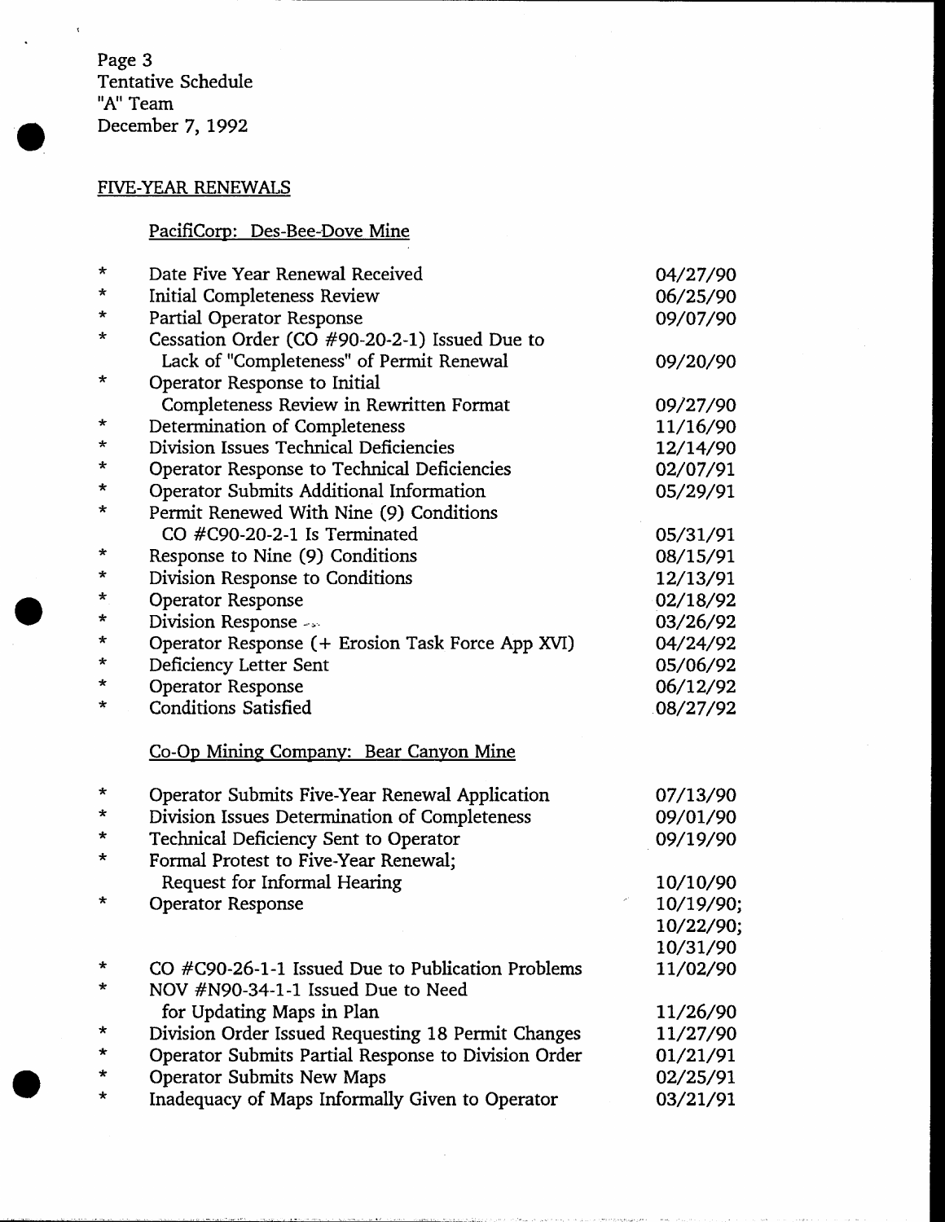Page 3
Tentative Schedule
"A" Team
December 7, 1992

## FIVE-YEAR RENEWALS

### PacifiCorp: Des-Bee-Dove Mine

| | | |
|---|---|---|
| * | Date Five Year Renewal Received | 04/27/90 |
| * | Initial Completeness Review | 06/25/90 |
| * | Partial Operator Response | 09/07/90 |
| * | Cessation Order (CO #90-20-2-1) Issued Due to Lack of "Completeness" of Permit Renewal | 09/20/90 |
| * | Operator Response to Initial Completeness Review in Rewritten Format | 09/27/90 |
| * | Determination of Completeness | 11/16/90 |
| * | Division Issues Technical Deficiencies | 12/14/90 |
| * | Operator Response to Technical Deficiencies | 02/07/91 |
| * | Operator Submits Additional Information | 05/29/91 |
| * | Permit Renewed With Nine (9) Conditions CO #C90-20-2-1 Is Terminated | 05/31/91 |
| * | Response to Nine (9) Conditions | 08/15/91 |
| * | Division Response to Conditions | 12/13/91 |
| * | Operator Response | 02/18/92 |
| * | Division Response | 03/26/92 |
| * | Operator Response (+ Erosion Task Force App XVI) | 04/24/92 |
| * | Deficiency Letter Sent | 05/06/92 |
| * | Operator Response | 06/12/92 |
| * | Conditions Satisfied | 08/27/92 |

### Co-Op Mining Company: Bear Canyon Mine

| | | |
|---|---|---|
| * | Operator Submits Five-Year Renewal Application | 07/13/90 |
| * | Division Issues Determination of Completeness | 09/01/90 |
| * | Technical Deficiency Sent to Operator | 09/19/90 |
| * | Formal Protest to Five-Year Renewal; Request for Informal Hearing | 10/10/90 |
| * | Operator Response | 10/19/90; 10/22/90; 10/31/90 |
| * | CO #C90-26-1-1 Issued Due to Publication Problems | 11/02/90 |
| * | NOV #N90-34-1-1 Issued Due to Need for Updating Maps in Plan | 11/26/90 |
| * | Division Order Issued Requesting 18 Permit Changes | 11/27/90 |
| * | Operator Submits Partial Response to Division Order | 01/21/91 |
| * | Operator Submits New Maps | 02/25/91 |
| * | Inadequacy of Maps Informally Given to Operator | 03/21/91 |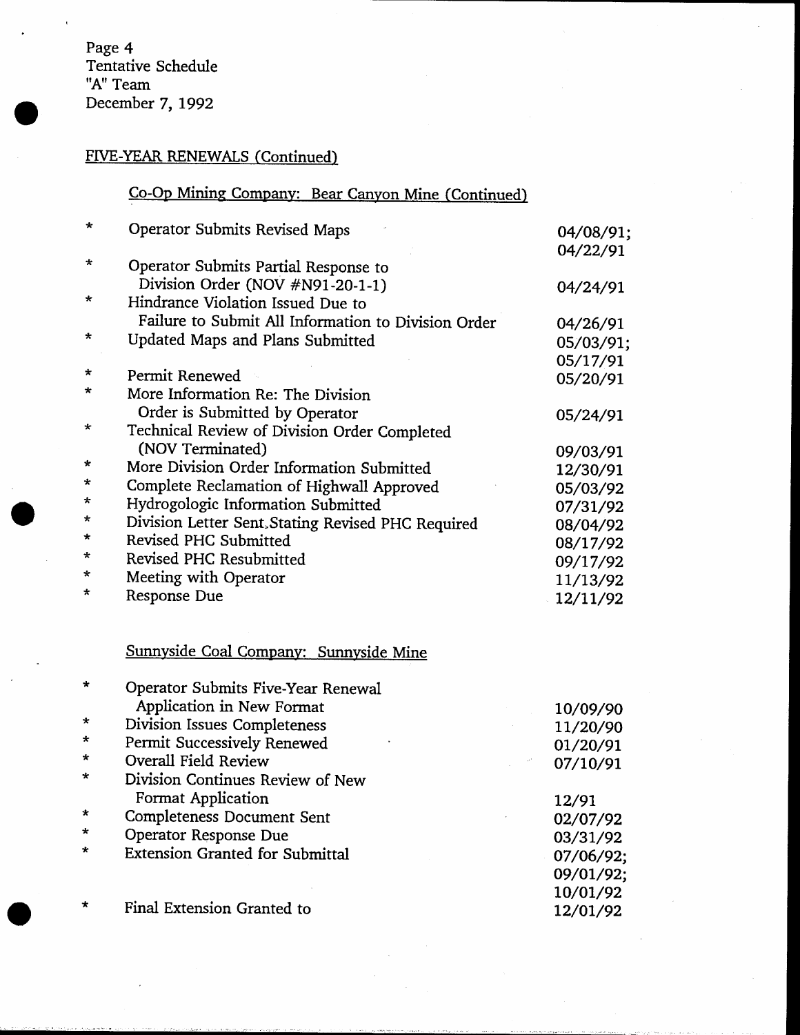## FIVE-YEAR RENEWALS (Continued)

### Co-Op Mining Company: Bear Canyon Mine (Continued)

| | | |
|---|---|---|
| * | Operator Submits Revised Maps | 04/08/91; 04/22/91 |
| * | Operator Submits Partial Response to Division Order (NOV #N91-20-1-1) | 04/24/91 |
| * | Hindrance Violation Issued Due to Failure to Submit All Information to Division Order | 04/26/91 |
| * | Updated Maps and Plans Submitted | 05/03/91; 05/17/91 |
| * | Permit Renewed | 05/20/91 |
| * | More Information Re: The Division Order is Submitted by Operator | 05/24/91 |
| * | Technical Review of Division Order Completed (NOV Terminated) | 09/03/91 |
| * | More Division Order Information Submitted | 12/30/91 |
| * | Complete Reclamation of Highwall Approved | 05/03/92 |
| * | Hydrogologic Information Submitted | 07/31/92 |
| * | Division Letter Sent Stating Revised PHC Required | 08/04/92 |
| * | Revised PHC Submitted | 08/17/92 |
| * | Revised PHC Resubmitted | 09/17/92 |
| * | Meeting with Operator | 11/13/92 |
| * | Response Due | 12/11/92 |

### Sunnyside Coal Company: Sunnyside Mine

| | | |
|---|---|---|
| * | Operator Submits Five-Year Renewal Application in New Format | 10/09/90 |
| * | Division Issues Completeness | 11/20/90 |
| * | Permit Successively Renewed | 01/20/91 |
| * | Overall Field Review | 07/10/91 |
| * | Division Continues Review of New Format Application | 12/91 |
| * | Completeness Document Sent | 02/07/92 |
| * | Operator Response Due | 03/31/92 |
| * | Extension Granted for Submittal | 07/06/92; 09/01/92; 10/01/92 |
| * | Final Extension Granted to | 12/01/92 |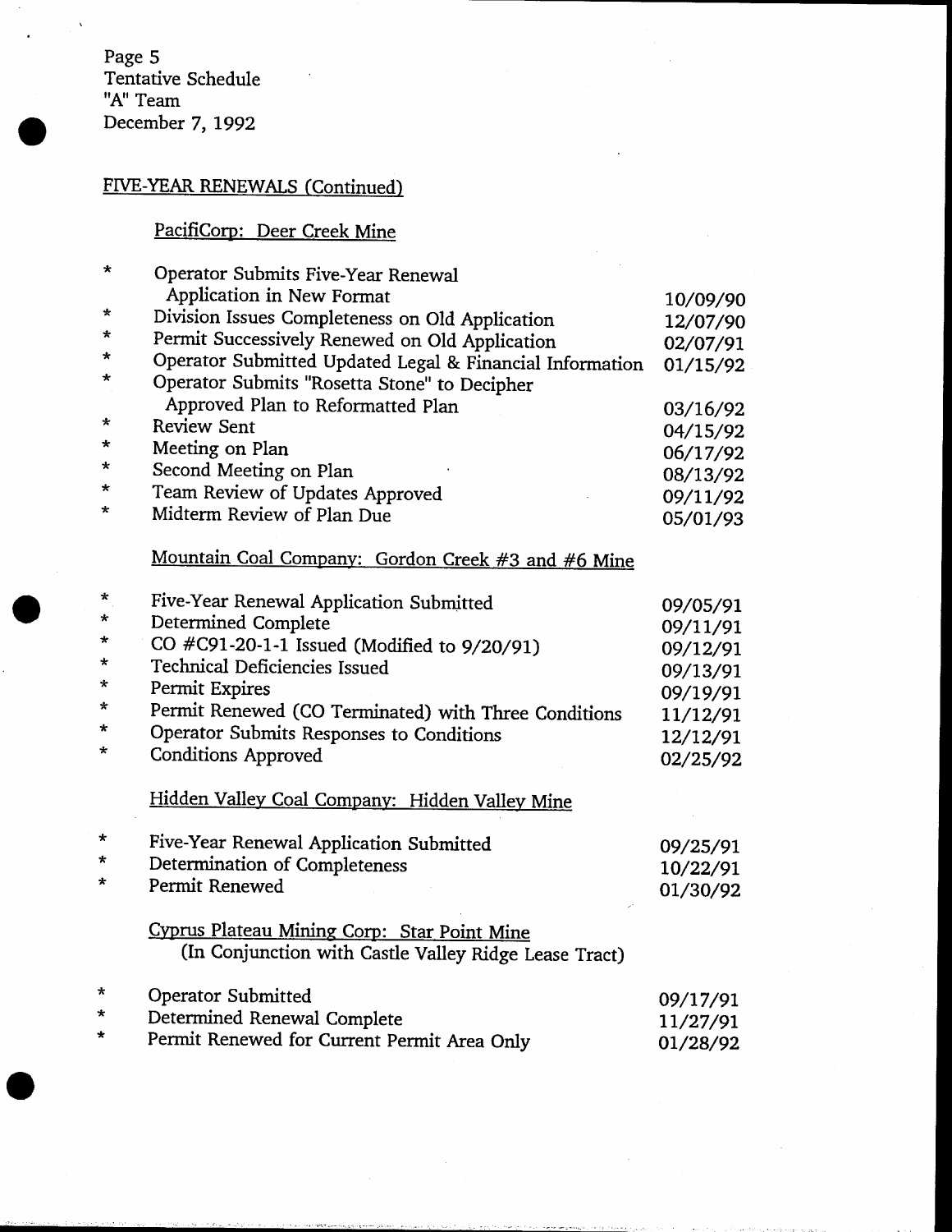## FIVE-YEAR RENEWALS (Continued)

### PacifiCorp: Deer Creek Mine

| | |
|---|---|
| * Operator Submits Five-Year Renewal Application in New Format | 10/09/90 |
| * Division Issues Completeness on Old Application | 12/07/90 |
| * Permit Successively Renewed on Old Application | 02/07/91 |
| * Operator Submitted Updated Legal & Financial Information | 01/15/92 |
| * Operator Submits "Rosetta Stone" to Decipher Approved Plan to Reformatted Plan | 03/16/92 |
| * Review Sent | 04/15/92 |
| * Meeting on Plan | 06/17/92 |
| * Second Meeting on Plan | 08/13/92 |
| * Team Review of Updates Approved | 09/11/92 |
| * Midterm Review of Plan Due | 05/01/93 |

### Mountain Coal Company: Gordon Creek #3 and #6 Mine

| | |
|---|---|
| * Five-Year Renewal Application Submitted | 09/05/91 |
| * Determined Complete | 09/11/91 |
| * CO #C91-20-1-1 Issued (Modified to 9/20/91) | 09/12/91 |
| * Technical Deficiencies Issued | 09/13/91 |
| * Permit Expires | 09/19/91 |
| * Permit Renewed (CO Terminated) with Three Conditions | 11/12/91 |
| * Operator Submits Responses to Conditions | 12/12/91 |
| * Conditions Approved | 02/25/92 |

### Hidden Valley Coal Company: Hidden Valley Mine

| | |
|---|---|
| * Five-Year Renewal Application Submitted | 09/25/91 |
| * Determination of Completeness | 10/22/91 |
| * Permit Renewed | 01/30/92 |

### Cyprus Plateau Mining Corp: Star Point Mine
(In Conjunction with Castle Valley Ridge Lease Tract)

| | |
|---|---|
| * Operator Submitted | 09/17/91 |
| * Determined Renewal Complete | 11/27/91 |
| * Permit Renewed for Current Permit Area Only | 01/28/92 |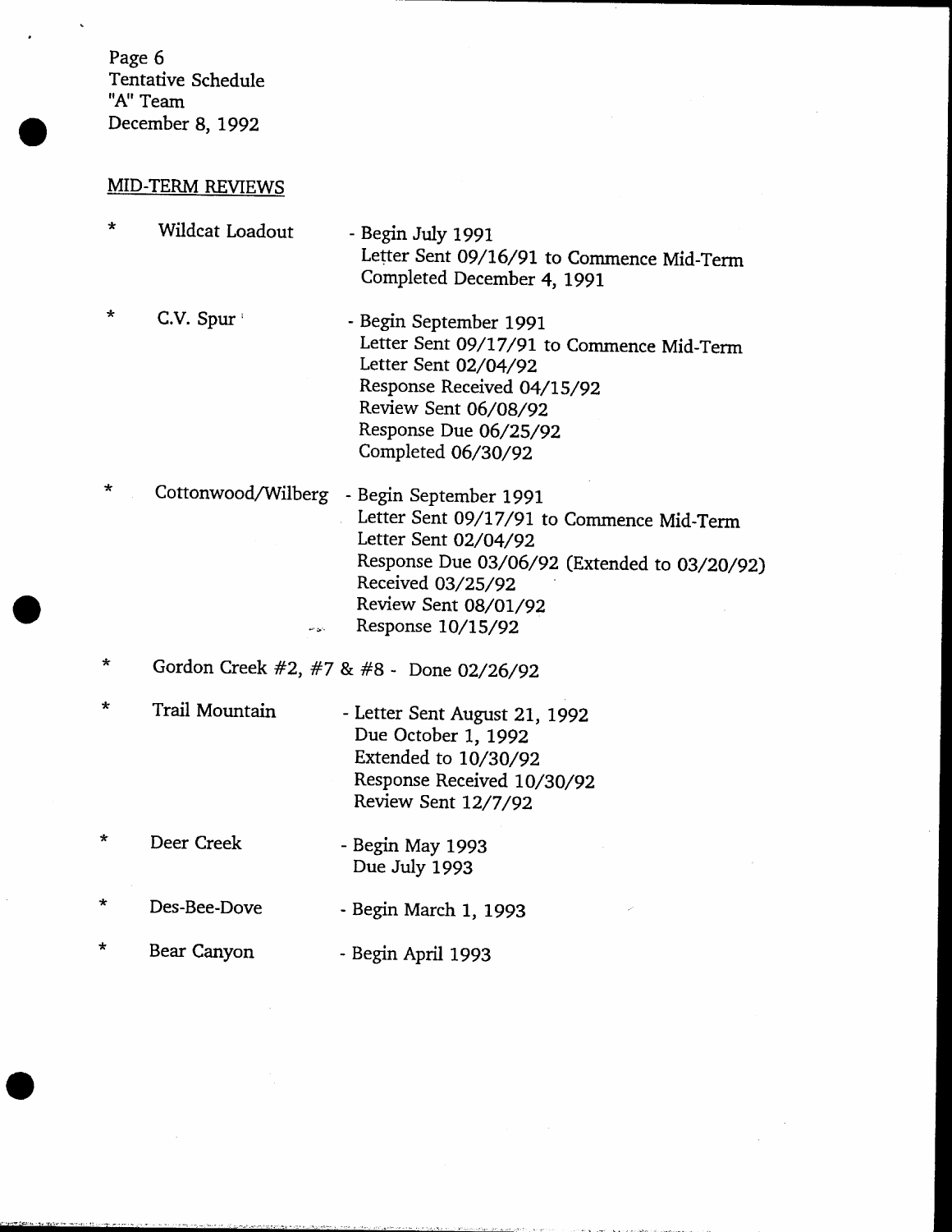Page 6
Tentative Schedule
"A" Team
December 8, 1992

## MID-TERM REVIEWS

* Wildcat Loadout - Begin July 1991
  Letter Sent 09/16/91 to Commence Mid-Term
  Completed December 4, 1991

* C.V. Spur - Begin September 1991
  Letter Sent 09/17/91 to Commence Mid-Term
  Letter Sent 02/04/92
  Response Received 04/15/92
  Review Sent 06/08/92
  Response Due 06/25/92
  Completed 06/30/92

* Cottonwood/Wilberg - Begin September 1991
  Letter Sent 09/17/91 to Commence Mid-Term
  Letter Sent 02/04/92
  Response Due 03/06/92 (Extended to 03/20/92)
  Received 03/25/92
  Review Sent 08/01/92
  Response 10/15/92

* Gordon Creek #2, #7 & #8 - Done 02/26/92

* Trail Mountain - Letter Sent August 21, 1992
  Due October 1, 1992
  Extended to 10/30/92
  Response Received 10/30/92
  Review Sent 12/7/92

* Deer Creek - Begin May 1993
  Due July 1993

* Des-Bee-Dove - Begin March 1, 1993

* Bear Canyon - Begin April 1993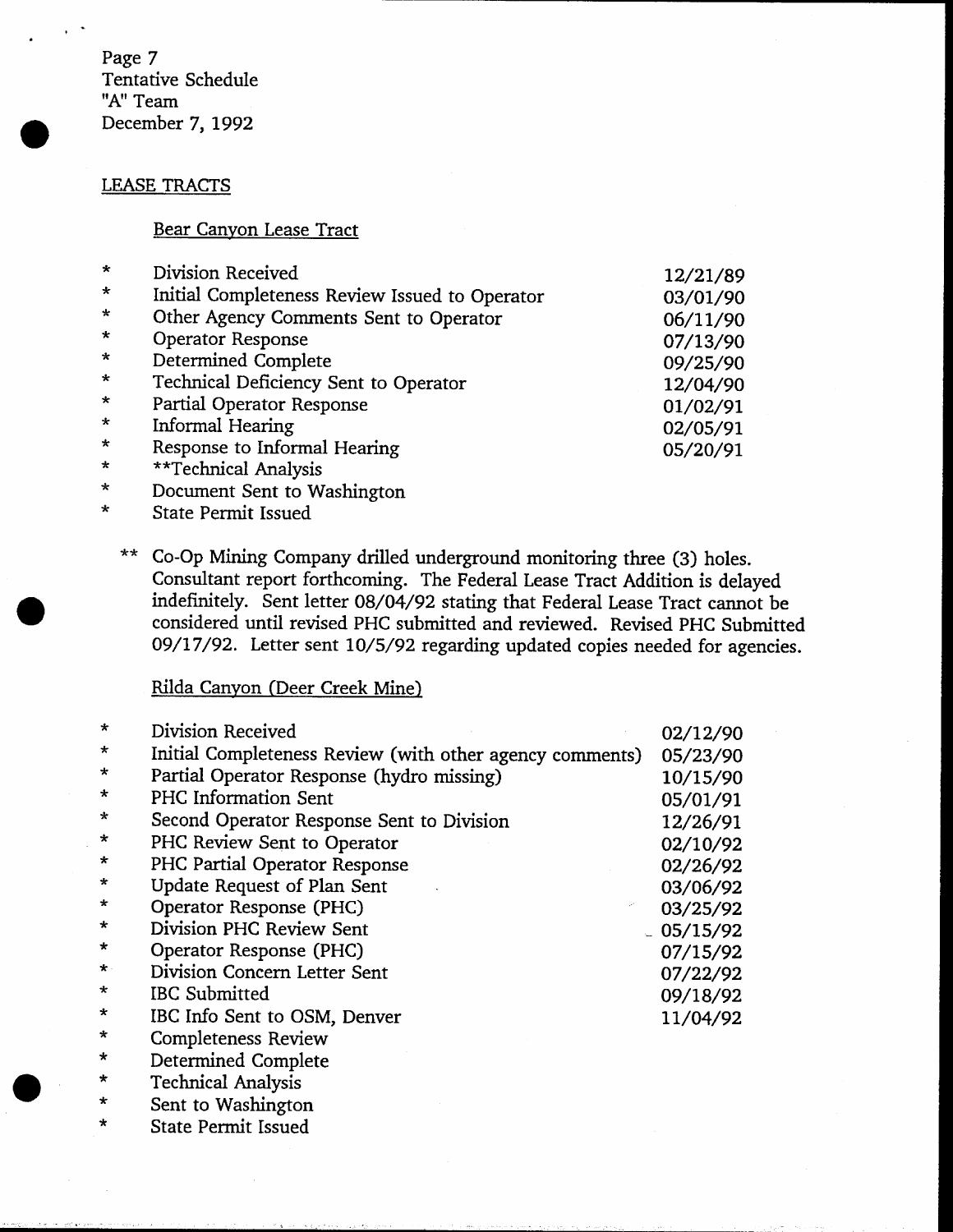Page 7
Tentative Schedule
"A" Team
December 7, 1992

## LEASE TRACTS

### Bear Canyon Lease Tract

| | | |
|---|---|---|
| * | Division Received | 12/21/89 |
| * | Initial Completeness Review Issued to Operator | 03/01/90 |
| * | Other Agency Comments Sent to Operator | 06/11/90 |
| * | Operator Response | 07/13/90 |
| * | Determined Complete | 09/25/90 |
| * | Technical Deficiency Sent to Operator | 12/04/90 |
| * | Partial Operator Response | 01/02/91 |
| * | Informal Hearing | 02/05/91 |
| * | Response to Informal Hearing | 05/20/91 |
| * | **Technical Analysis | |
| * | Document Sent to Washington | |
| * | State Permit Issued | |

** Co-Op Mining Company drilled underground monitoring three (3) holes. Consultant report forthcoming. The Federal Lease Tract Addition is delayed indefinitely. Sent letter 08/04/92 stating that Federal Lease Tract cannot be considered until revised PHC submitted and reviewed. Revised PHC Submitted 09/17/92. Letter sent 10/5/92 regarding updated copies needed for agencies.

### Rilda Canyon (Deer Creek Mine)

| | | |
|---|---|---|
| * | Division Received | 02/12/90 |
| * | Initial Completeness Review (with other agency comments) | 05/23/90 |
| * | Partial Operator Response (hydro missing) | 10/15/90 |
| * | PHC Information Sent | 05/01/91 |
| * | Second Operator Response Sent to Division | 12/26/91 |
| * | PHC Review Sent to Operator | 02/10/92 |
| * | PHC Partial Operator Response | 02/26/92 |
| * | Update Request of Plan Sent | 03/06/92 |
| * | Operator Response (PHC) | 03/25/92 |
| * | Division PHC Review Sent | 05/15/92 |
| * | Operator Response (PHC) | 07/15/92 |
| * | Division Concern Letter Sent | 07/22/92 |
| * | IBC Submitted | 09/18/92 |
| * | IBC Info Sent to OSM, Denver | 11/04/92 |
| * | Completeness Review | |
| * | Determined Complete | |
| * | Technical Analysis | |
| * | Sent to Washington | |
| * | State Permit Issued | |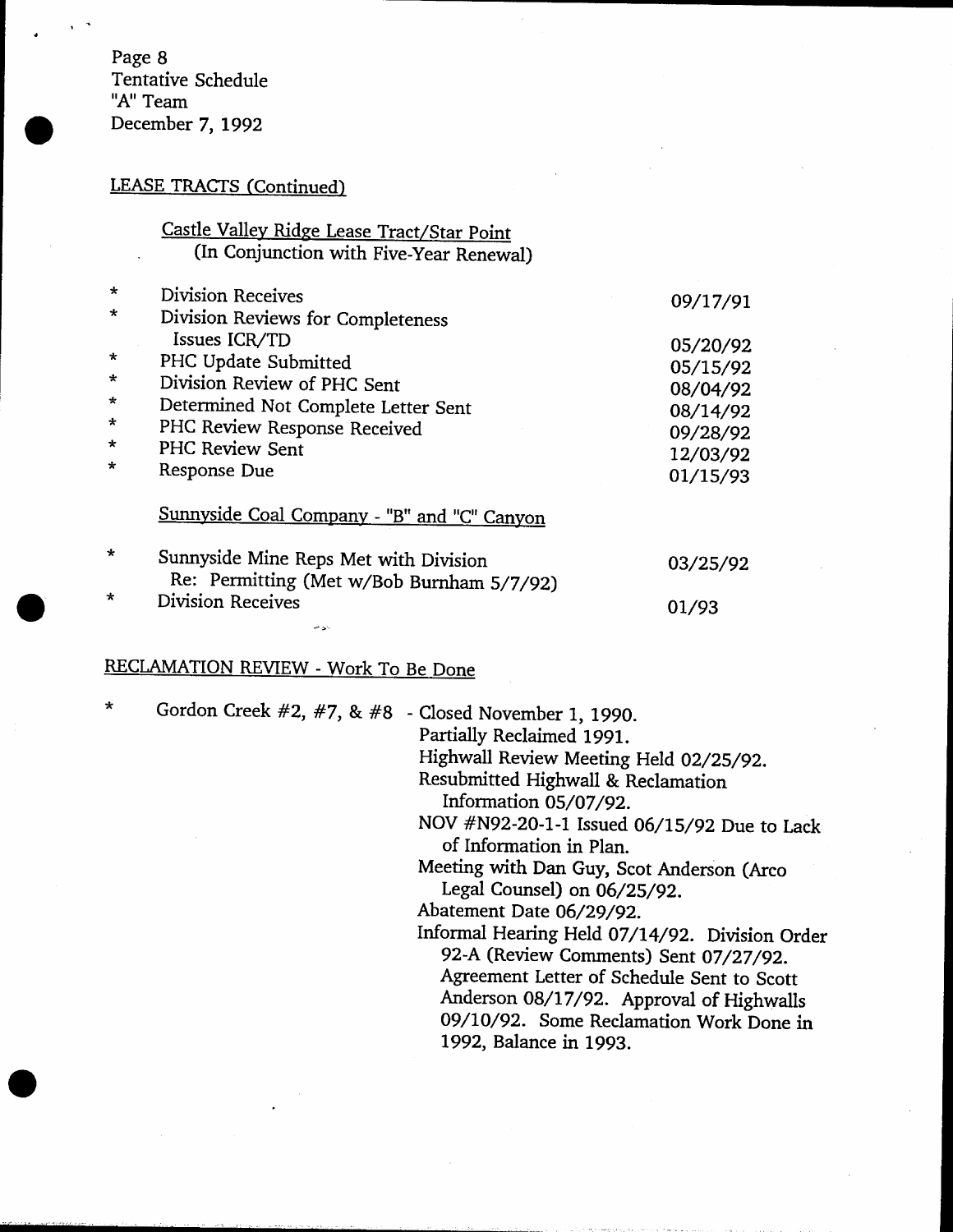Page 8
Tentative Schedule
"A" Team
December 7, 1992

## LEASE TRACTS (Continued)

### Castle Valley Ridge Lease Tract/Star Point
(In Conjunction with Five-Year Renewal)

| | | |
|---|---|---|
| * | Division Receives | 09/17/91 |
| * | Division Reviews for Completeness Issues ICR/TD | 05/20/92 |
| * | PHC Update Submitted | 05/15/92 |
| * | Division Review of PHC Sent | 08/04/92 |
| * | Determined Not Complete Letter Sent | 08/14/92 |
| * | PHC Review Response Received | 09/28/92 |
| * | PHC Review Sent | 12/03/92 |
| * | Response Due | 01/15/93 |

### Sunnyside Coal Company - "B" and "C" Canyon

| | | |
|---|---|---|
| * | Sunnyside Mine Reps Met with Division Re: Permitting (Met w/Bob Burnham 5/7/92) | 03/25/92 |
| * | Division Receives | 01/93 |

## RECLAMATION REVIEW - Work To Be Done

* Gordon Creek #2, #7, & #8 - Closed November 1, 1990.
  Partially Reclaimed 1991.
  Highwall Review Meeting Held 02/25/92.
  Resubmitted Highwall & Reclamation Information 05/07/92.
  NOV #N92-20-1-1 Issued 06/15/92 Due to Lack of Information in Plan.
  Meeting with Dan Guy, Scot Anderson (Arco Legal Counsel) on 06/25/92.
  Abatement Date 06/29/92.
  Informal Hearing Held 07/14/92. Division Order 92-A (Review Comments) Sent 07/27/92. Agreement Letter of Schedule Sent to Scott Anderson 08/17/92. Approval of Highwalls 09/10/92. Some Reclamation Work Done in 1992, Balance in 1993.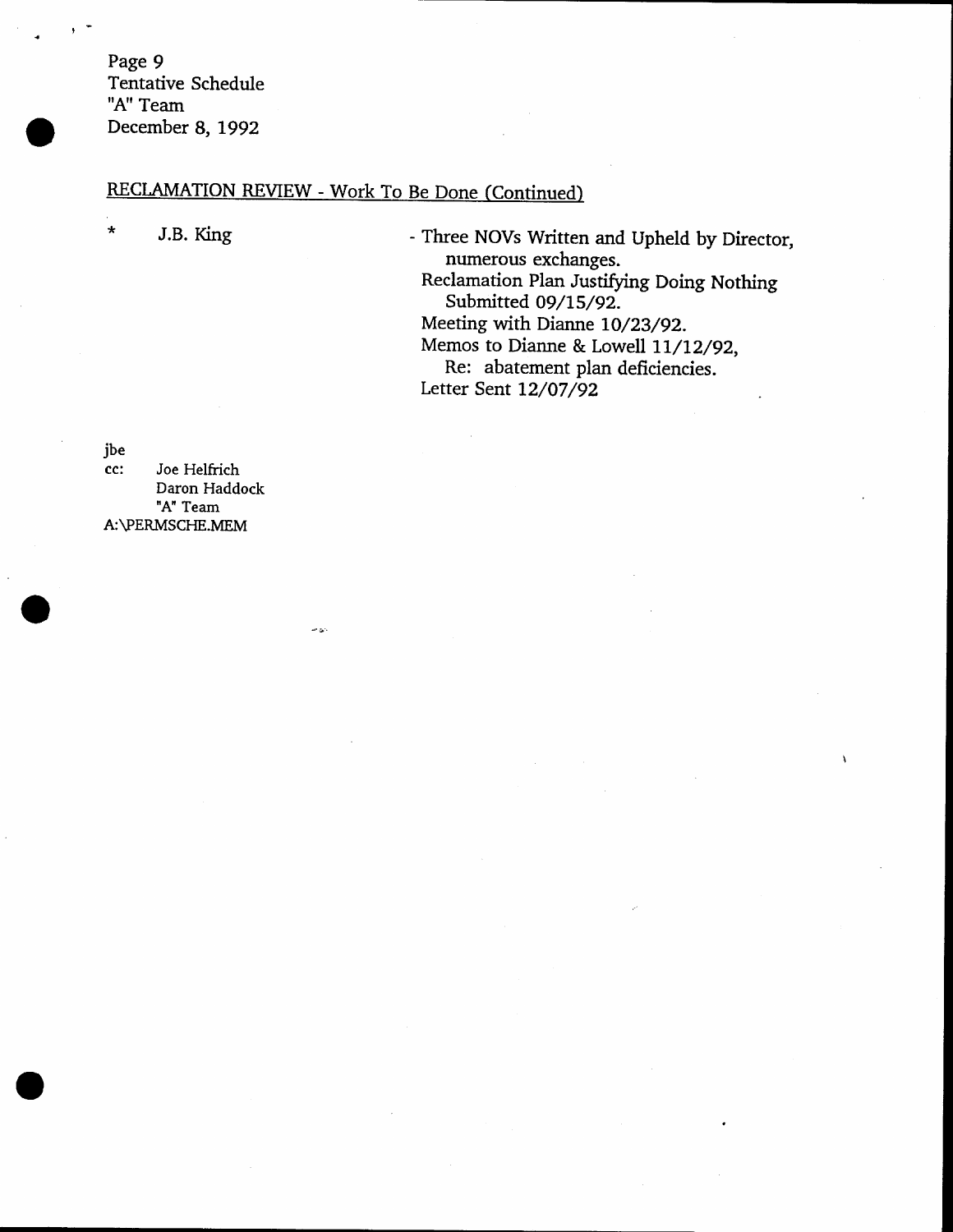Page 9
Tentative Schedule
"A" Team
December 8, 1992

RECLAMATION REVIEW - Work To Be Done (Continued)

* J.B. King

- Three NOVs Written and Upheld by Director, numerous exchanges.
  Reclamation Plan Justifying Doing Nothing Submitted 09/15/92.
  Meeting with Dianne 10/23/92.
  Memos to Dianne & Lowell 11/12/92, Re: abatement plan deficiencies.
  Letter Sent 12/07/92

jbe
cc: Joe Helfrich
Daron Haddock
"A" Team
A:\PERMSCHE.MEM